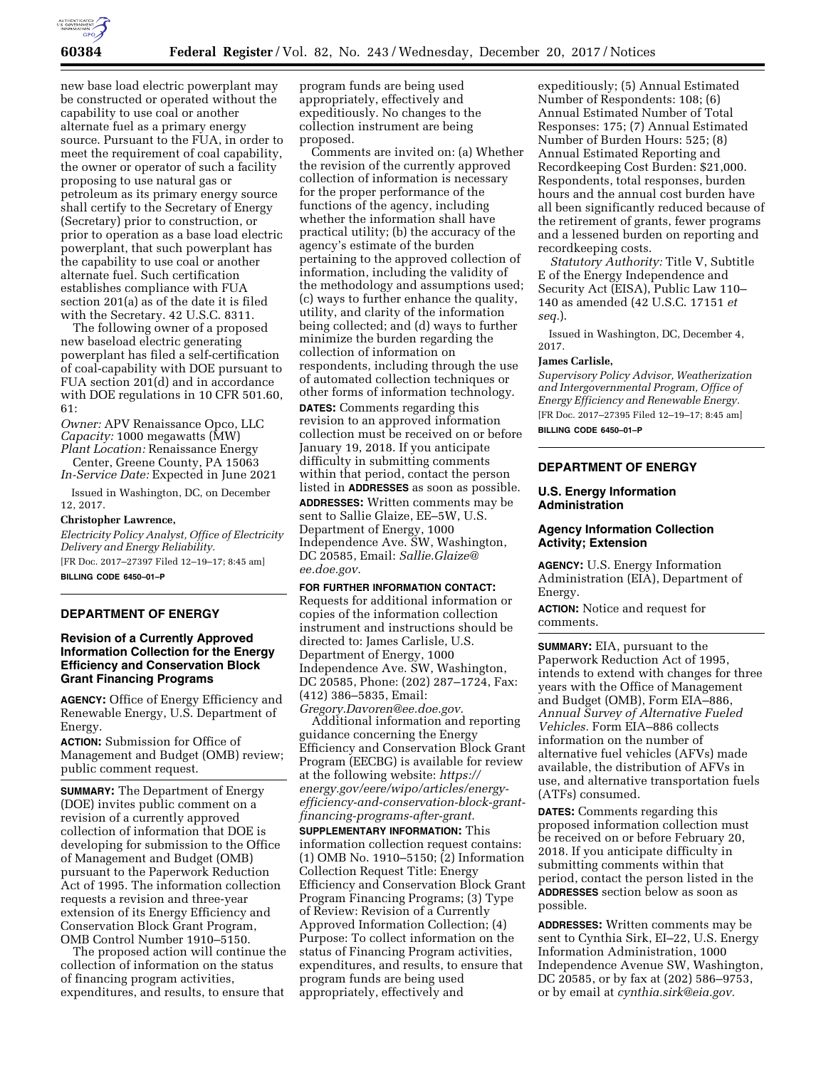new base load electric powerplant may be constructed or operated without the capability to use coal or another alternate fuel as a primary energy source. Pursuant to the FUA, in order to meet the requirement of coal capability, the owner or operator of such a facility proposing to use natural gas or petroleum as its primary energy source shall certify to the Secretary of Energy (Secretary) prior to construction, or prior to operation as a base load electric powerplant, that such powerplant has the capability to use coal or another alternate fuel. Such certification establishes compliance with FUA section 201(a) as of the date it is filed with the Secretary. 42 U.S.C. 8311.

The following owner of a proposed new baseload electric generating powerplant has filed a self-certification of coal-capability with DOE pursuant to FUA section 201(d) and in accordance with DOE regulations in 10 CFR 501.60, 61:

*Owner:* APV Renaissance Opco, LLC
*Capacity:* 1000 megawatts (MW)
*Plant Location:* Renaissance Energy Center, Greene County, PA 15063
*In-Service Date:* Expected in June 2021

Issued in Washington, DC, on December 12, 2017.

**Christopher Lawrence,**

*Electricity Policy Analyst, Office of Electricity Delivery and Energy Reliability.*

[FR Doc. 2017–27397 Filed 12–19–17; 8:45 am]

**BILLING CODE 6450–01–P**

## DEPARTMENT OF ENERGY

### Revision of a Currently Approved Information Collection for the Energy Efficiency and Conservation Block Grant Financing Programs

**AGENCY:** Office of Energy Efficiency and Renewable Energy, U.S. Department of Energy.

**ACTION:** Submission for Office of Management and Budget (OMB) review; public comment request.

**SUMMARY:** The Department of Energy (DOE) invites public comment on a revision of a currently approved collection of information that DOE is developing for submission to the Office of Management and Budget (OMB) pursuant to the Paperwork Reduction Act of 1995. The information collection requests a revision and three-year extension of its Energy Efficiency and Conservation Block Grant Program, OMB Control Number 1910–5150.

The proposed action will continue the collection of information on the status of financing program activities, expenditures, and results, to ensure that program funds are being used appropriately, effectively and expeditiously. No changes to the collection instrument are being proposed.

Comments are invited on: (a) Whether the revision of the currently approved collection of information is necessary for the proper performance of the functions of the agency, including whether the information shall have practical utility; (b) the accuracy of the agency's estimate of the burden pertaining to the approved collection of information, including the validity of the methodology and assumptions used; (c) ways to further enhance the quality, utility, and clarity of the information being collected; and (d) ways to further minimize the burden regarding the collection of information on respondents, including through the use of automated collection techniques or other forms of information technology.

**DATES:** Comments regarding this revision to an approved information collection must be received on or before January 19, 2018. If you anticipate difficulty in submitting comments within that period, contact the person listed in **ADDRESSES** as soon as possible.

**ADDRESSES:** Written comments may be sent to Sallie Glaize, EE–5W, U.S. Department of Energy, 1000 Independence Ave. SW, Washington, DC 20585, Email: *Sallie.Glaize@ee.doe.gov.*

**FOR FURTHER INFORMATION CONTACT:** Requests for additional information or copies of the information collection instrument and instructions should be directed to: James Carlisle, U.S. Department of Energy, 1000 Independence Ave. SW, Washington, DC 20585, Phone: (202) 287–1724, Fax: (412) 386–5835, Email: *Gregory.Davoren@ee.doe.gov.*

Additional information and reporting guidance concerning the Energy Efficiency and Conservation Block Grant Program (EECBG) is available for review at the following website: *https://energy.gov/eere/wipo/articles/energy-efficiency-and-conservation-block-grant-financing-programs-after-grant.*

**SUPPLEMENTARY INFORMATION:** This information collection request contains: (1) OMB No. 1910–5150; (2) Information Collection Request Title: Energy Efficiency and Conservation Block Grant Program Financing Programs; (3) Type of Review: Revision of a Currently Approved Information Collection; (4) Purpose: To collect information on the status of Financing Program activities, expenditures, and results, to ensure that program funds are being used appropriately, effectively and expeditiously; (5) Annual Estimated Number of Respondents: 108; (6) Annual Estimated Number of Total Responses: 175; (7) Annual Estimated Number of Burden Hours: 525; (8) Annual Estimated Reporting and Recordkeeping Cost Burden: $21,000. Respondents, total responses, burden hours and the annual cost burden have all been significantly reduced because of the retirement of grants, fewer programs and a lessened burden on reporting and recordkeeping costs.

*Statutory Authority:* Title V, Subtitle E of the Energy Independence and Security Act (EISA), Public Law 110–140 as amended (42 U.S.C. 17151 *et seq.*).

Issued in Washington, DC, December 4, 2017.

**James Carlisle,**

*Supervisory Policy Advisor, Weatherization and Intergovernmental Program, Office of Energy Efficiency and Renewable Energy.*

[FR Doc. 2017–27395 Filed 12–19–17; 8:45 am]

**BILLING CODE 6450–01–P**

## DEPARTMENT OF ENERGY

### U.S. Energy Information Administration

### Agency Information Collection Activity; Extension

**AGENCY:** U.S. Energy Information Administration (EIA), Department of Energy.

**ACTION:** Notice and request for comments.

**SUMMARY:** EIA, pursuant to the Paperwork Reduction Act of 1995, intends to extend with changes for three years with the Office of Management and Budget (OMB), Form EIA–886, *Annual Survey of Alternative Fueled Vehicles.* Form EIA–886 collects information on the number of alternative fuel vehicles (AFVs) made available, the distribution of AFVs in use, and alternative transportation fuels (ATFs) consumed.

**DATES:** Comments regarding this proposed information collection must be received on or before February 20, 2018. If you anticipate difficulty in submitting comments within that period, contact the person listed in the **ADDRESSES** section below as soon as possible.

**ADDRESSES:** Written comments may be sent to Cynthia Sirk, EI–22, U.S. Energy Information Administration, 1000 Independence Avenue SW, Washington, DC 20585, or by fax at (202) 586–9753, or by email at *cynthia.sirk@eia.gov.*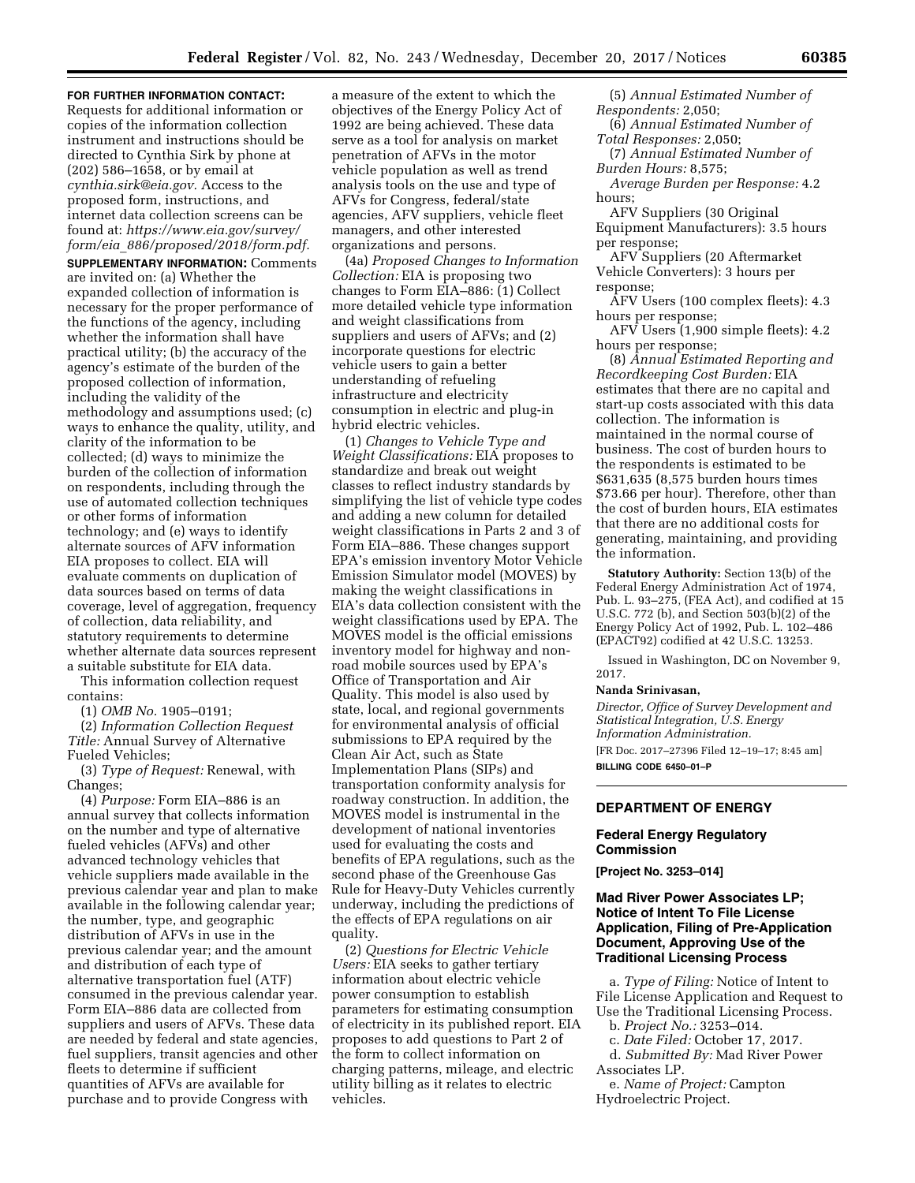**FOR FURTHER INFORMATION CONTACT:** Requests for additional information or copies of the information collection instrument and instructions should be directed to Cynthia Sirk by phone at (202) 586–1658, or by email at *cynthia.sirk@eia.gov.* Access to the proposed form, instructions, and internet data collection screens can be found at: *https://www.eia.gov/survey/form/eia_886/proposed/2018/form.pdf.*

**SUPPLEMENTARY INFORMATION:** Comments are invited on: (a) Whether the expanded collection of information is necessary for the proper performance of the functions of the agency, including whether the information shall have practical utility; (b) the accuracy of the agency's estimate of the burden of the proposed collection of information, including the validity of the methodology and assumptions used; (c) ways to enhance the quality, utility, and clarity of the information to be collected; (d) ways to minimize the burden of the collection of information on respondents, including through the use of automated collection techniques or other forms of information technology; and (e) ways to identify alternate sources of AFV information EIA proposes to collect. EIA will evaluate comments on duplication of data sources based on terms of data coverage, level of aggregation, frequency of collection, data reliability, and statutory requirements to determine whether alternate data sources represent a suitable substitute for EIA data.

This information collection request contains:

(1) *OMB No.* 1905–0191;

(2) *Information Collection Request Title:* Annual Survey of Alternative Fueled Vehicles;

(3) *Type of Request:* Renewal, with Changes;

(4) *Purpose:* Form EIA–886 is an annual survey that collects information on the number and type of alternative fueled vehicles (AFVs) and other advanced technology vehicles that vehicle suppliers made available in the previous calendar year and plan to make available in the following calendar year; the number, type, and geographic distribution of AFVs in use in the previous calendar year; and the amount and distribution of each type of alternative transportation fuel (ATF) consumed in the previous calendar year. Form EIA–886 data are collected from suppliers and users of AFVs. These data are needed by federal and state agencies, fuel suppliers, transit agencies and other fleets to determine if sufficient quantities of AFVs are available for purchase and to provide Congress with a measure of the extent to which the objectives of the Energy Policy Act of 1992 are being achieved. These data serve as a tool for analysis on market penetration of AFVs in the motor vehicle population as well as trend analysis tools on the use and type of AFVs for Congress, federal/state agencies, AFV suppliers, vehicle fleet managers, and other interested organizations and persons.

(4a) *Proposed Changes to Information Collection:* EIA is proposing two changes to Form EIA–886: (1) Collect more detailed vehicle type information and weight classifications from suppliers and users of AFVs; and (2) incorporate questions for electric vehicle users to gain a better understanding of refueling infrastructure and electricity consumption in electric and plug-in hybrid electric vehicles.

(1) *Changes to Vehicle Type and Weight Classifications:* EIA proposes to standardize and break out weight classes to reflect industry standards by simplifying the list of vehicle type codes and adding a new column for detailed weight classifications in Parts 2 and 3 of Form EIA–886. These changes support EPA's emission inventory Motor Vehicle Emission Simulator model (MOVES) by making the weight classifications in EIA's data collection consistent with the weight classifications used by EPA. The MOVES model is the official emissions inventory model for highway and non-road mobile sources used by EPA's Office of Transportation and Air Quality. This model is also used by state, local, and regional governments for environmental analysis of official submissions to EPA required by the Clean Air Act, such as State Implementation Plans (SIPs) and transportation conformity analysis for roadway construction. In addition, the MOVES model is instrumental in the development of national inventories used for evaluating the costs and benefits of EPA regulations, such as the second phase of the Greenhouse Gas Rule for Heavy-Duty Vehicles currently underway, including the predictions of the effects of EPA regulations on air quality.

(2) *Questions for Electric Vehicle Users:* EIA seeks to gather tertiary information about electric vehicle power consumption to establish parameters for estimating consumption of electricity in its published report. EIA proposes to add questions to Part 2 of the form to collect information on charging patterns, mileage, and electric utility billing as it relates to electric vehicles.

(5) *Annual Estimated Number of Respondents:* 2,050;

(6) *Annual Estimated Number of Total Responses:* 2,050;

(7) *Annual Estimated Number of Burden Hours:* 8,575;

*Average Burden per Response:* 4.2 hours;

AFV Suppliers (30 Original Equipment Manufacturers): 3.5 hours per response;

AFV Suppliers (20 Aftermarket Vehicle Converters): 3 hours per response;

AFV Users (100 complex fleets): 4.3 hours per response;

AFV Users (1,900 simple fleets): 4.2 hours per response;

(8) *Annual Estimated Reporting and Recordkeeping Cost Burden:* EIA estimates that there are no capital and start-up costs associated with this data collection. The information is maintained in the normal course of business. The cost of burden hours to the respondents is estimated to be $631,635 (8,575 burden hours times $73.66 per hour). Therefore, other than the cost of burden hours, EIA estimates that there are no additional costs for generating, maintaining, and providing the information.

**Statutory Authority:** Section 13(b) of the Federal Energy Administration Act of 1974, Pub. L. 93–275, (FEA Act), and codified at 15 U.S.C. 772 (b), and Section 503(b)(2) of the Energy Policy Act of 1992, Pub. L. 102–486 (EPACT92) codified at 42 U.S.C. 13253.

Issued in Washington, DC on November 9, 2017.

**Nanda Srinivasan,**

*Director, Office of Survey Development and Statistical Integration, U.S. Energy Information Administration.*

[FR Doc. 2017–27396 Filed 12–19–17; 8:45 am]

**BILLING CODE 6450–01–P**

## DEPARTMENT OF ENERGY

### Federal Energy Regulatory Commission

**[Project No. 3253–014]**

### Mad River Power Associates LP; Notice of Intent To File License Application, Filing of Pre-Application Document, Approving Use of the Traditional Licensing Process

a. *Type of Filing:* Notice of Intent to File License Application and Request to Use the Traditional Licensing Process.

b. *Project No.:* 3253–014.

c. *Date Filed:* October 17, 2017.

d. *Submitted By:* Mad River Power Associates LP.

e. *Name of Project:* Campton Hydroelectric Project.